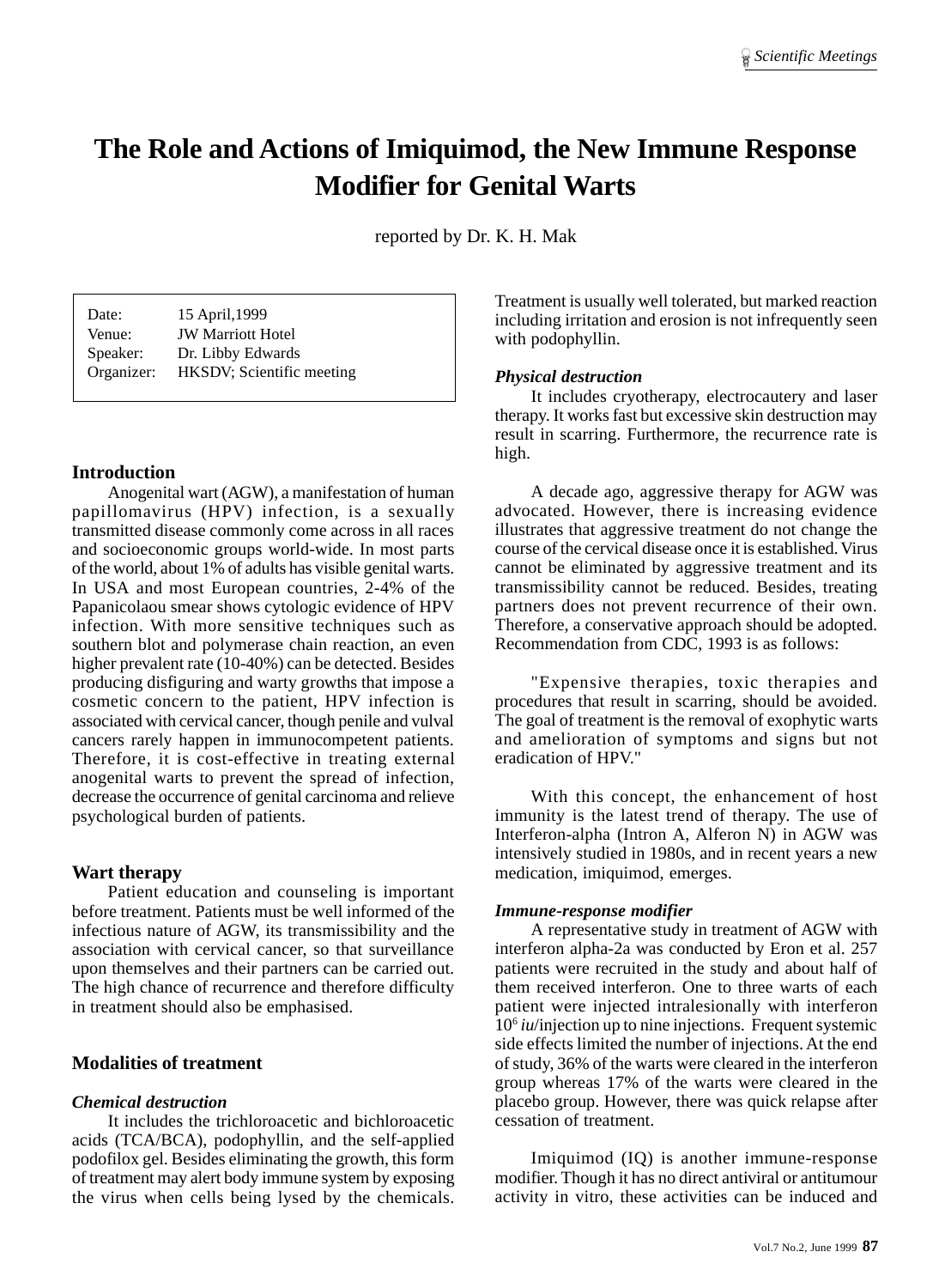# The Role and Actions of Imiquimod, the New Immune Response Modifier for Genital Warts

reported by Dr. K. H. Mak

| | |
|---|---|
| Date: | 15 April,1999 |
| Venue: | JW Marriott Hotel |
| Speaker: | Dr. Libby Edwards |
| Organizer: | HKSDV; Scientific meeting |

## Introduction

Anogenital wart (AGW), a manifestation of human papillomavirus (HPV) infection, is a sexually transmitted disease commonly come across in all races and socioeconomic groups world-wide. In most parts of the world, about 1% of adults has visible genital warts. In USA and most European countries, 2-4% of the Papanicolaou smear shows cytologic evidence of HPV infection. With more sensitive techniques such as southern blot and polymerase chain reaction, an even higher prevalent rate (10-40%) can be detected. Besides producing disfiguring and warty growths that impose a cosmetic concern to the patient, HPV infection is associated with cervical cancer, though penile and vulval cancers rarely happen in immunocompetent patients. Therefore, it is cost-effective in treating external anogenital warts to prevent the spread of infection, decrease the occurrence of genital carcinoma and relieve psychological burden of patients.

## Wart therapy

Patient education and counseling is important before treatment. Patients must be well informed of the infectious nature of AGW, its transmissibility and the association with cervical cancer, so that surveillance upon themselves and their partners can be carried out. The high chance of recurrence and therefore difficulty in treatment should also be emphasised.

## Modalities of treatment

### *Chemical destruction*

It includes the trichloroacetic and bichloroacetic acids (TCA/BCA), podophyllin, and the self-applied podofilox gel. Besides eliminating the growth, this form of treatment may alert body immune system by exposing the virus when cells being lysed by the chemicals. Treatment is usually well tolerated, but marked reaction including irritation and erosion is not infrequently seen with podophyllin.

### *Physical destruction*

It includes cryotherapy, electrocautery and laser therapy. It works fast but excessive skin destruction may result in scarring. Furthermore, the recurrence rate is high.

A decade ago, aggressive therapy for AGW was advocated. However, there is increasing evidence illustrates that aggressive treatment do not change the course of the cervical disease once it is established. Virus cannot be eliminated by aggressive treatment and its transmissibility cannot be reduced. Besides, treating partners does not prevent recurrence of their own. Therefore, a conservative approach should be adopted. Recommendation from CDC, 1993 is as follows:

"Expensive therapies, toxic therapies and procedures that result in scarring, should be avoided. The goal of treatment is the removal of exophytic warts and amelioration of symptoms and signs but not eradication of HPV."

With this concept, the enhancement of host immunity is the latest trend of therapy. The use of Interferon-alpha (Intron A, Alferon N) in AGW was intensively studied in 1980s, and in recent years a new medication, imiquimod, emerges.

### *Immune-response modifier*

A representative study in treatment of AGW with interferon alpha-2a was conducted by Eron et al. 257 patients were recruited in the study and about half of them received interferon. One to three warts of each patient were injected intralesionally with interferon $10^6$ *iu*/injection up to nine injections. Frequent systemic side effects limited the number of injections. At the end of study, 36% of the warts were cleared in the interferon group whereas 17% of the warts were cleared in the placebo group. However, there was quick relapse after cessation of treatment.

Imiquimod (IQ) is another immune-response modifier. Though it has no direct antiviral or antitumour activity in vitro, these activities can be induced and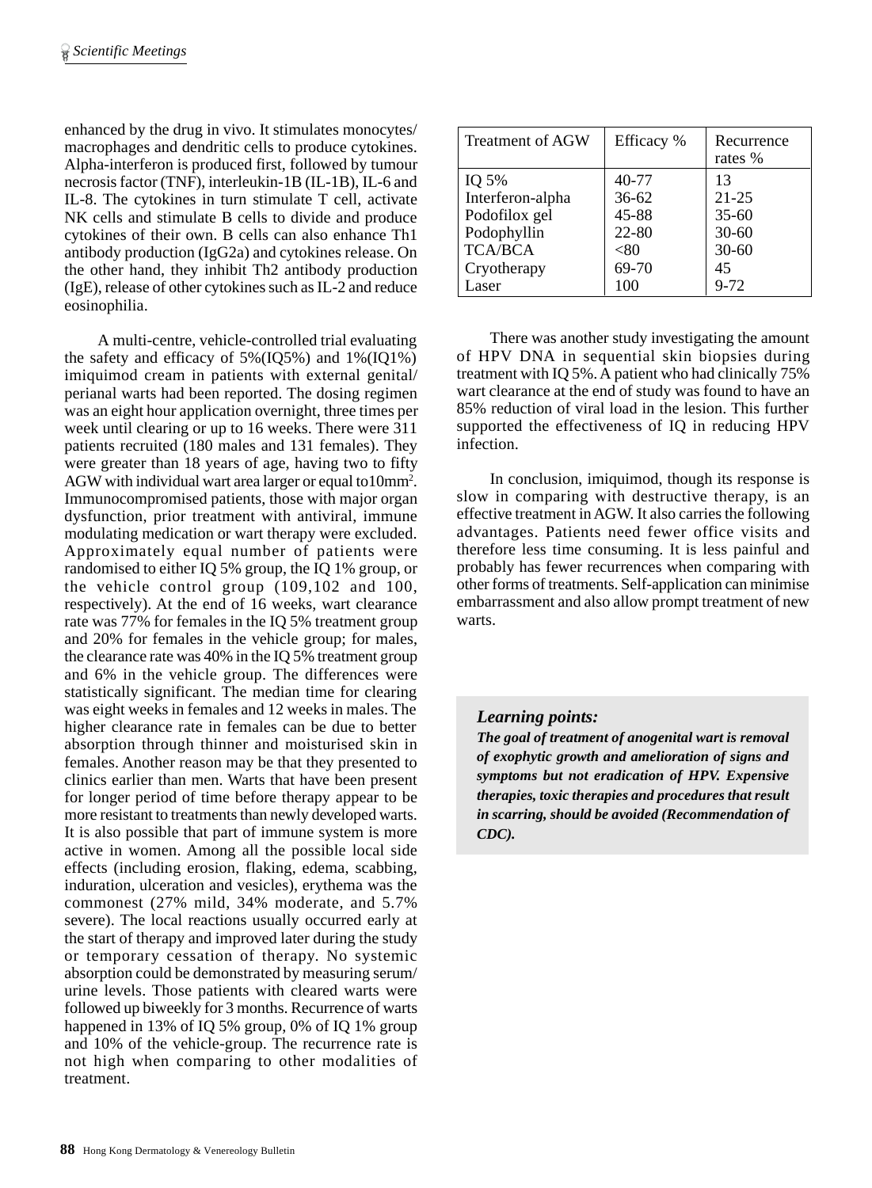enhanced by the drug in vivo. It stimulates monocytes/macrophages and dendritic cells to produce cytokines. Alpha-interferon is produced first, followed by tumour necrosis factor (TNF), interleukin-1B (IL-1B), IL-6 and IL-8. The cytokines in turn stimulate T cell, activate NK cells and stimulate B cells to divide and produce cytokines of their own. B cells can also enhance Th1 antibody production (IgG2a) and cytokines release. On the other hand, they inhibit Th2 antibody production (IgE), release of other cytokines such as IL-2 and reduce eosinophilia.

A multi-centre, vehicle-controlled trial evaluating the safety and efficacy of 5%(IQ5%) and 1%(IQ1%) imiquimod cream in patients with external genital/perianal warts had been reported. The dosing regimen was an eight hour application overnight, three times per week until clearing or up to 16 weeks. There were 311 patients recruited (180 males and 131 females). They were greater than 18 years of age, having two to fifty AGW with individual wart area larger or equal to10mm$^2$. Immunocompromised patients, those with major organ dysfunction, prior treatment with antiviral, immune modulating medication or wart therapy were excluded. Approximately equal number of patients were randomised to either IQ 5% group, the IQ 1% group, or the vehicle control group (109,102 and 100, respectively). At the end of 16 weeks, wart clearance rate was 77% for females in the IQ 5% treatment group and 20% for females in the vehicle group; for males, the clearance rate was 40% in the IQ 5% treatment group and 6% in the vehicle group. The differences were statistically significant. The median time for clearing was eight weeks in females and 12 weeks in males. The higher clearance rate in females can be due to better absorption through thinner and moisturised skin in females. Another reason may be that they presented to clinics earlier than men. Warts that have been present for longer period of time before therapy appear to be more resistant to treatments than newly developed warts. It is also possible that part of immune system is more active in women. Among all the possible local side effects (including erosion, flaking, edema, scabbing, induration, ulceration and vesicles), erythema was the commonest (27% mild, 34% moderate, and 5.7% severe). The local reactions usually occurred early at the start of therapy and improved later during the study or temporary cessation of therapy. No systemic absorption could be demonstrated by measuring serum/urine levels. Those patients with cleared warts were followed up biweekly for 3 months. Recurrence of warts happened in 13% of IQ 5% group, 0% of IQ 1% group and 10% of the vehicle-group. The recurrence rate is not high when comparing to other modalities of treatment.

| Treatment of AGW | Efficacy % | Recurrence rates % |
|---|---|---|
| IQ 5% | 40-77 | 13 |
| Interferon-alpha | 36-62 | 21-25 |
| Podofilox gel | 45-88 | 35-60 |
| Podophyllin | 22-80 | 30-60 |
| TCA/BCA | <80 | 30-60 |
| Cryotherapy | 69-70 | 45 |
| Laser | 100 | 9-72 |

There was another study investigating the amount of HPV DNA in sequential skin biopsies during treatment with IQ 5%. A patient who had clinically 75% wart clearance at the end of study was found to have an 85% reduction of viral load in the lesion. This further supported the effectiveness of IQ in reducing HPV infection.

In conclusion, imiquimod, though its response is slow in comparing with destructive therapy, is an effective treatment in AGW. It also carries the following advantages. Patients need fewer office visits and therefore less time consuming. It is less painful and probably has fewer recurrences when comparing with other forms of treatments. Self-application can minimise embarrassment and also allow prompt treatment of new warts.

***Learning points:***

***The goal of treatment of anogenital wart is removal of exophytic growth and amelioration of signs and symptoms but not eradication of HPV. Expensive therapies, toxic therapies and procedures that result in scarring, should be avoided (Recommendation of CDC).***